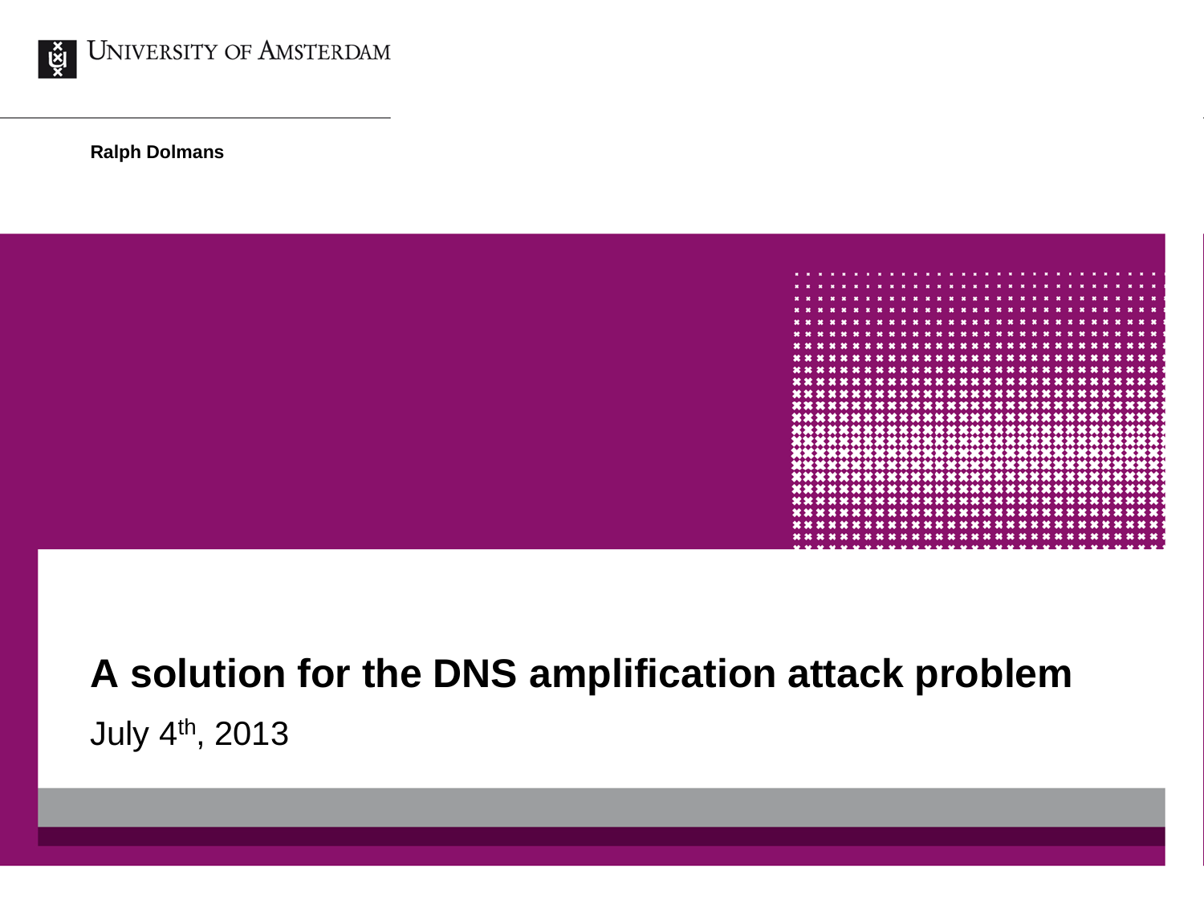University of Amsterdam

**Ralph Dolmans**

# A solution for the DNS amplification attack problem

July 4th, 2013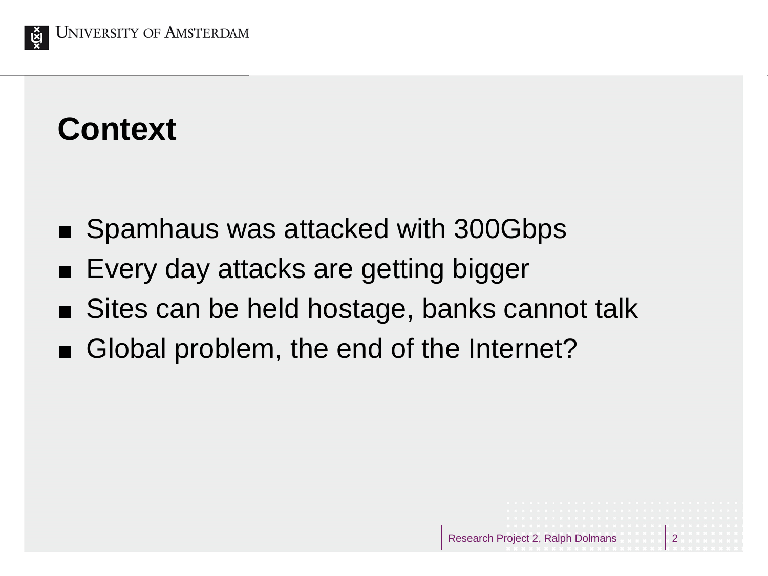# Context

- Spamhaus was attacked with 300Gbps
- Every day attacks are getting bigger
- Sites can be held hostage, banks cannot talk
- Global problem, the end of the Internet?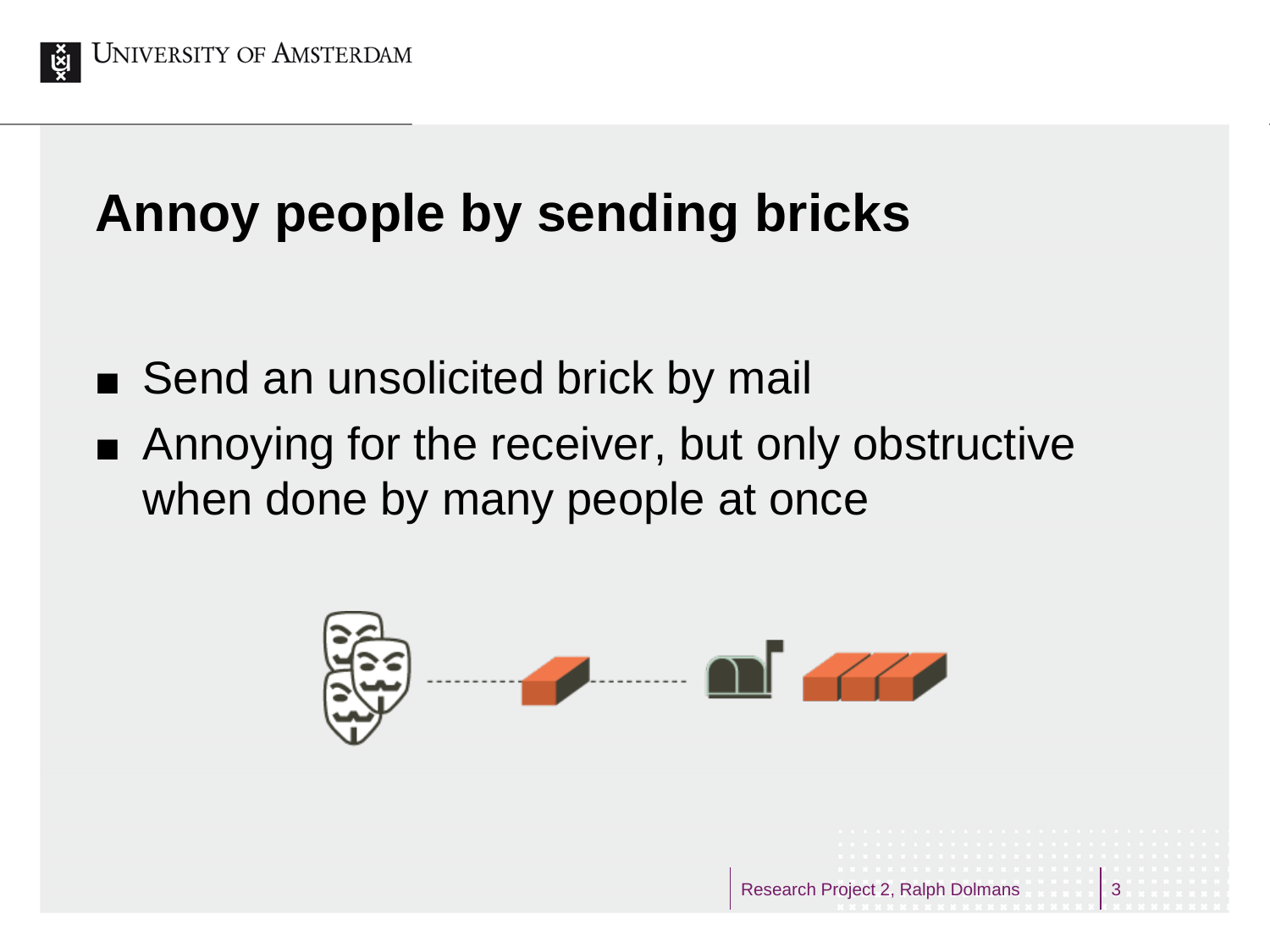# Annoy people by sending bricks

- Send an unsolicited brick by mail
- Annoying for the receiver, but only obstructive when done by many people at once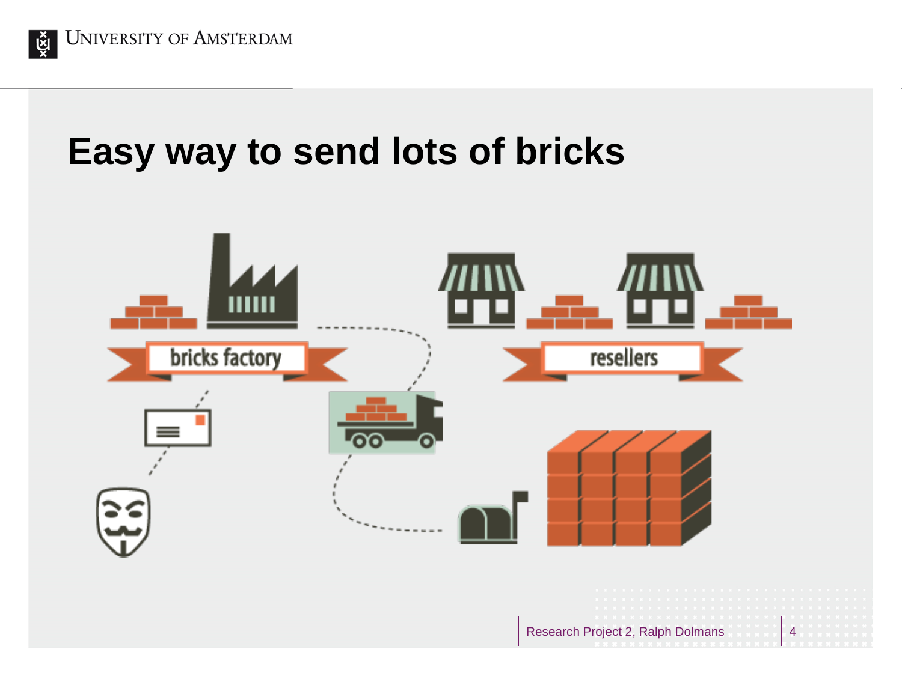# Easy way to send lots of bricks

bricks factory

resellers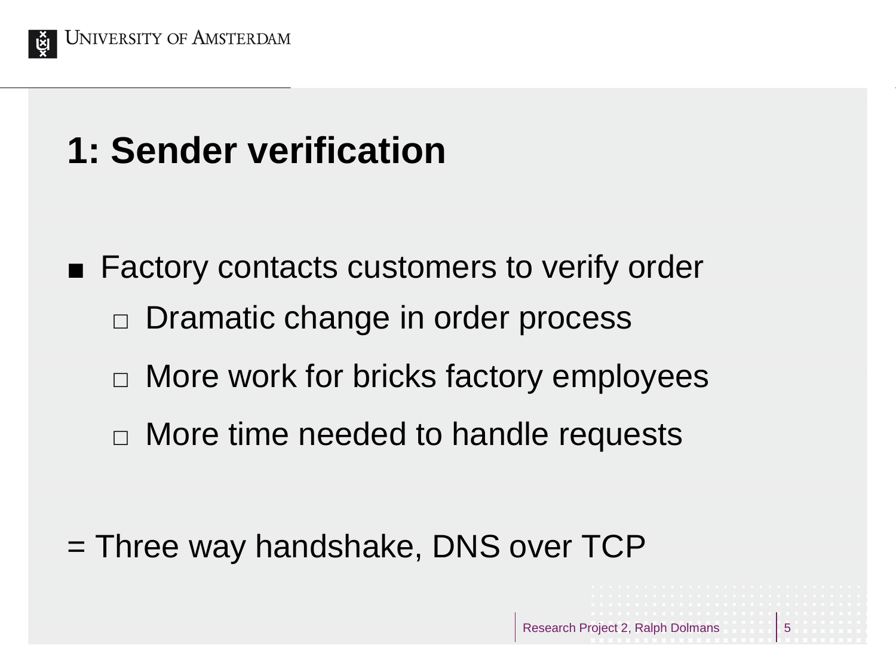# 1: Sender verification

- Factory contacts customers to verify order
  - Dramatic change in order process
  - More work for bricks factory employees
  - More time needed to handle requests

= Three way handshake, DNS over TCP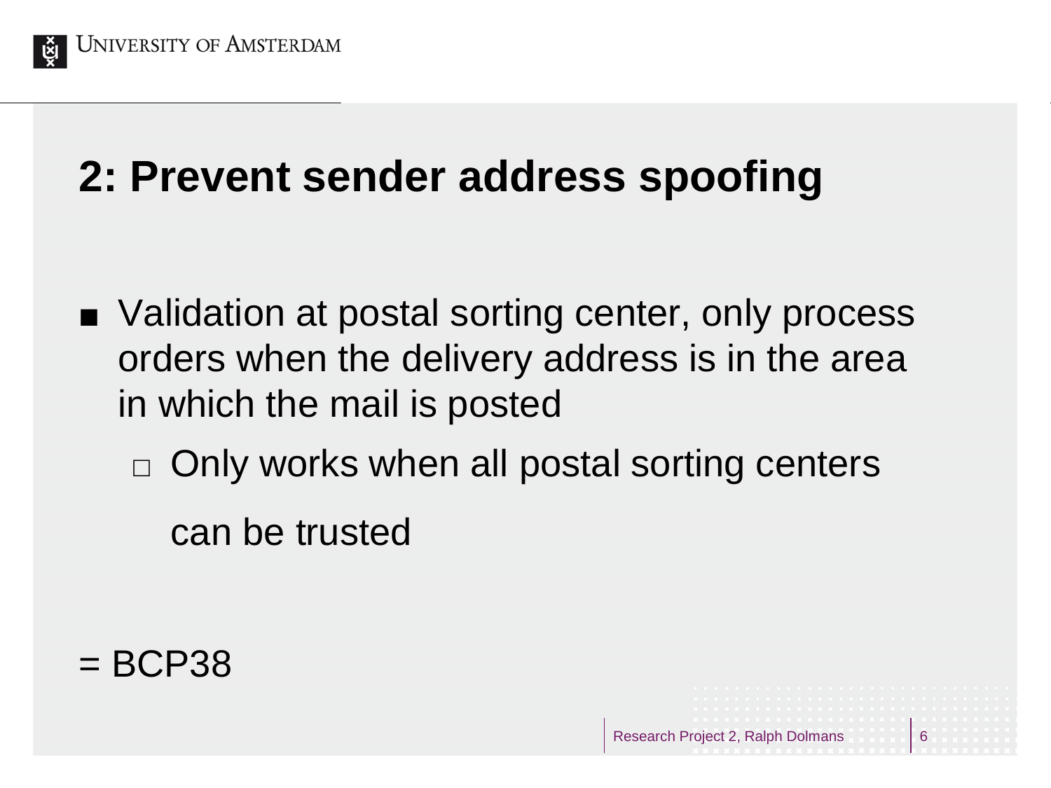# 2: Prevent sender address spoofing

- Validation at postal sorting center, only process orders when the delivery address is in the area in which the mail is posted
  - Only works when all postal sorting centers can be trusted

= BCP38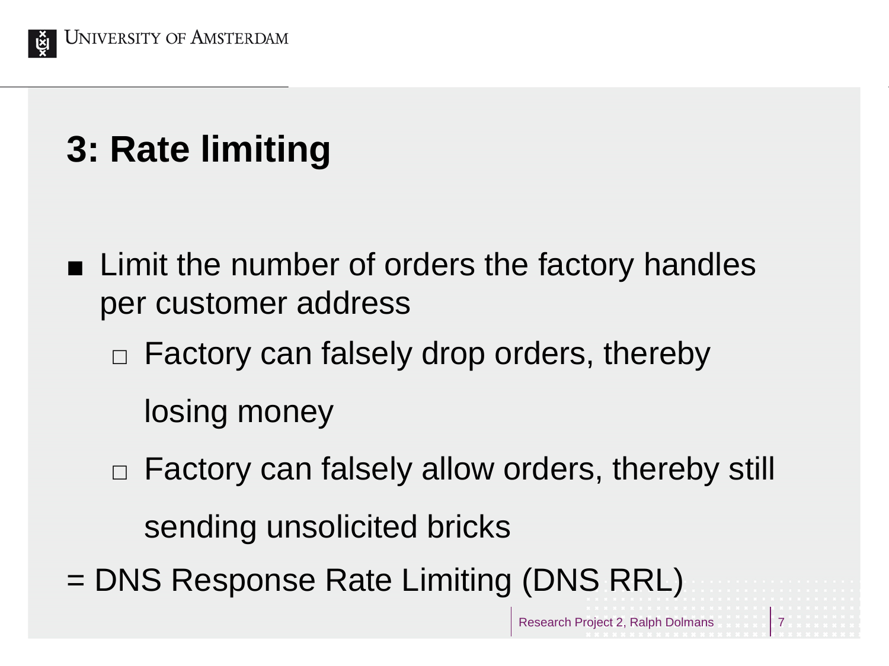# 3: Rate limiting

- Limit the number of orders the factory handles per customer address
  - Factory can falsely drop orders, thereby losing money
  - Factory can falsely allow orders, thereby still sending unsolicited bricks

= DNS Response Rate Limiting (DNS RRL)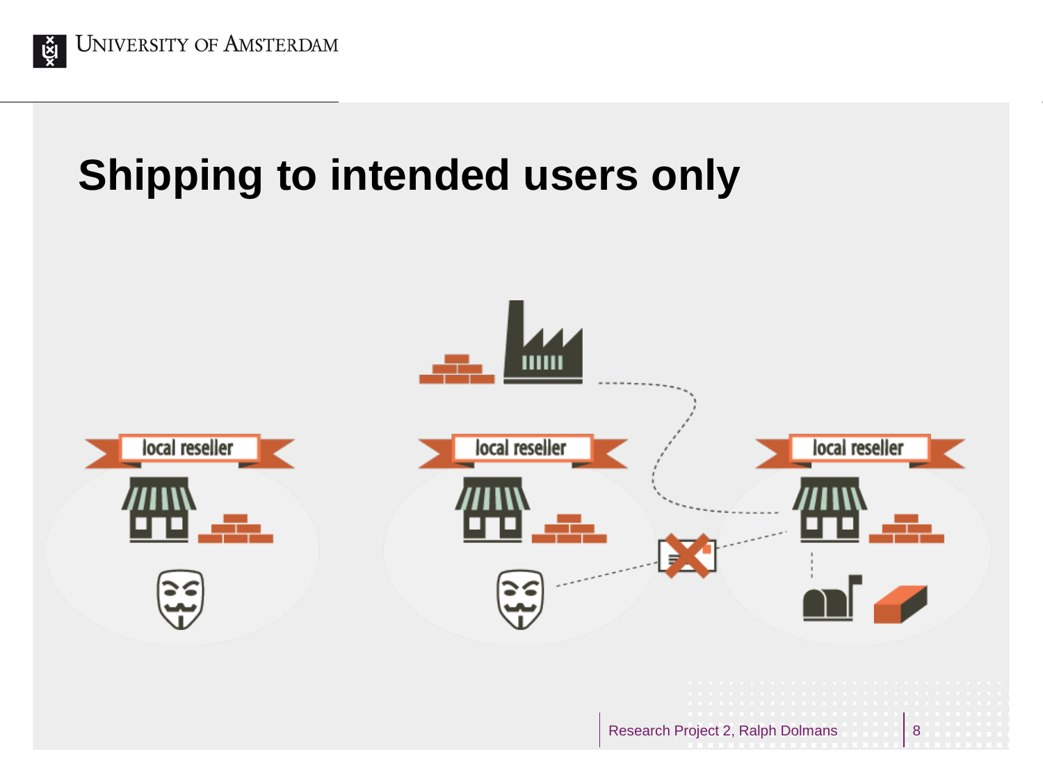# Shipping to intended users only

local reseller

local reseller

local reseller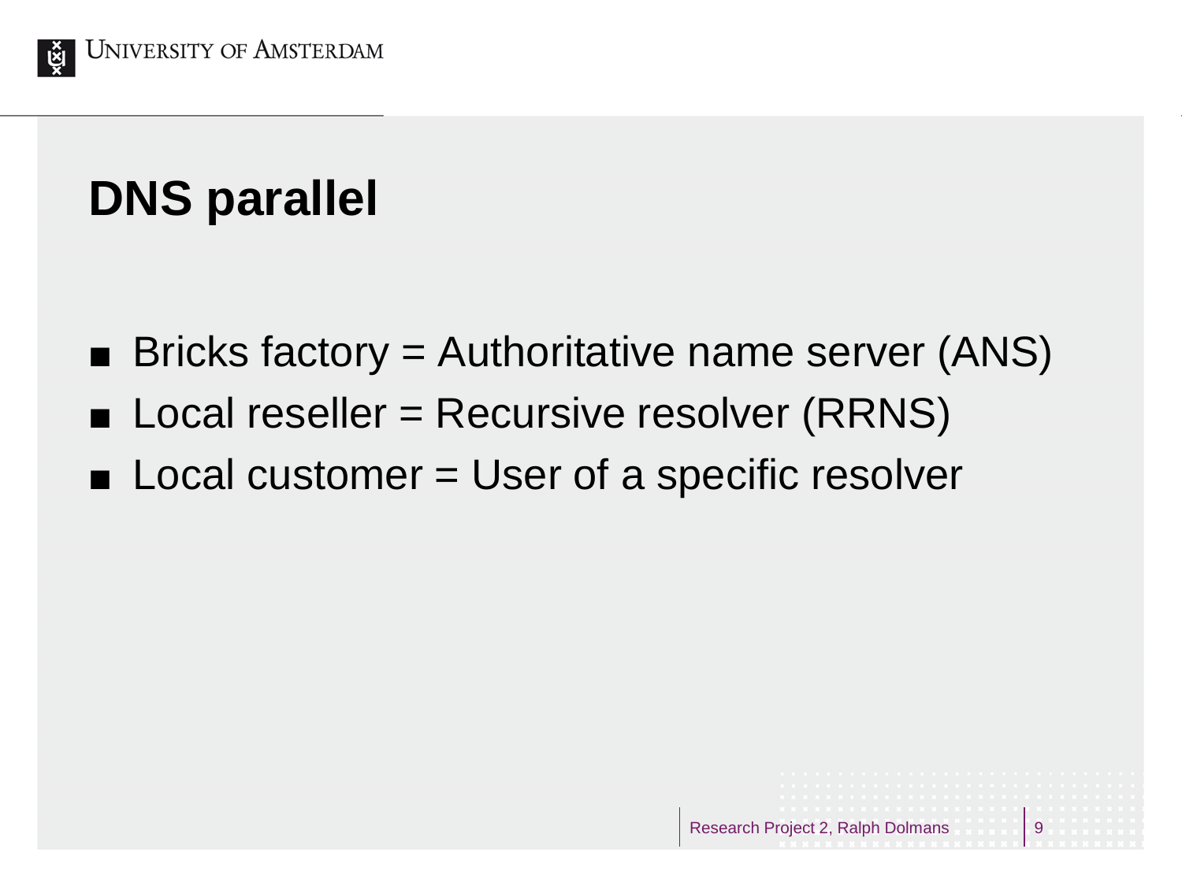# DNS parallel

- Bricks factory = Authoritative name server (ANS)
- Local reseller = Recursive resolver (RRNS)
- Local customer = User of a specific resolver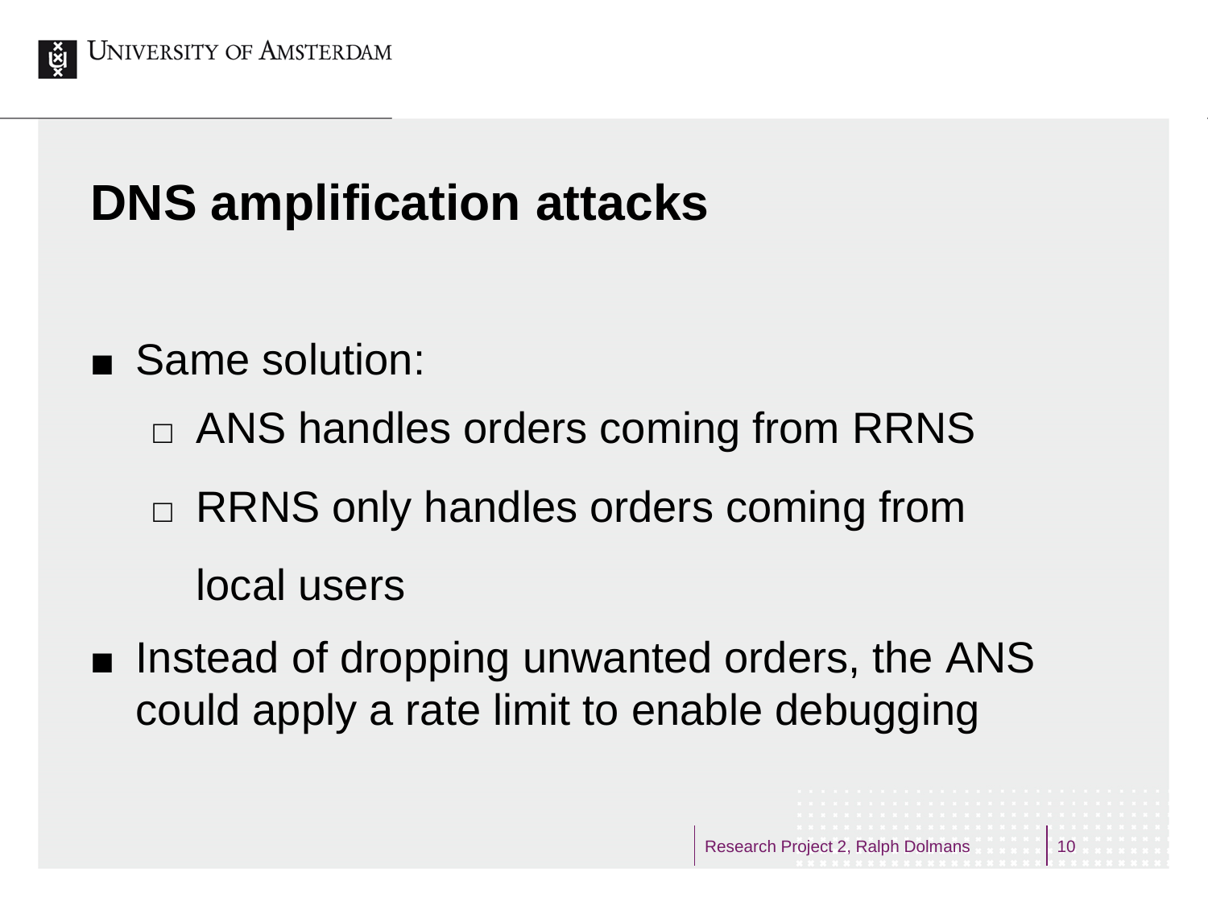# DNS amplification attacks

- Same solution:
  - ANS handles orders coming from RRNS
  - RRNS only handles orders coming from local users
- Instead of dropping unwanted orders, the ANS could apply a rate limit to enable debugging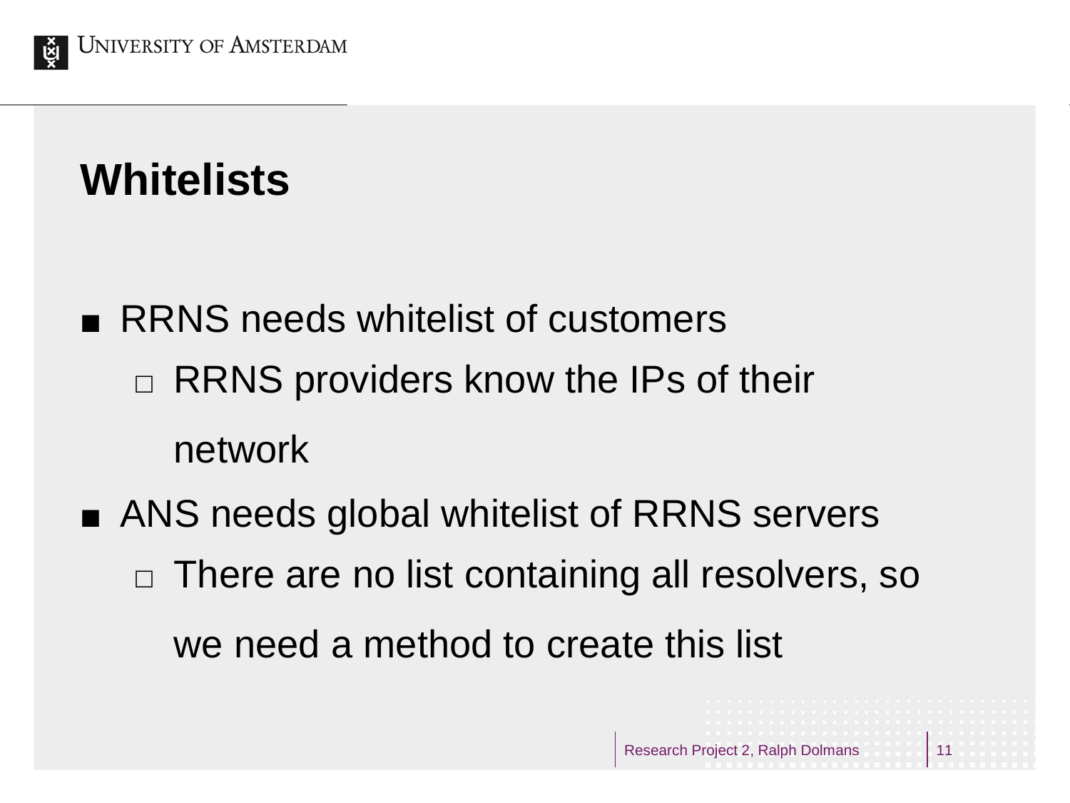# Whitelists

- RRNS needs whitelist of customers
  - RRNS providers know the IPs of their network
- ANS needs global whitelist of RRNS servers
  - There are no list containing all resolvers, so we need a method to create this list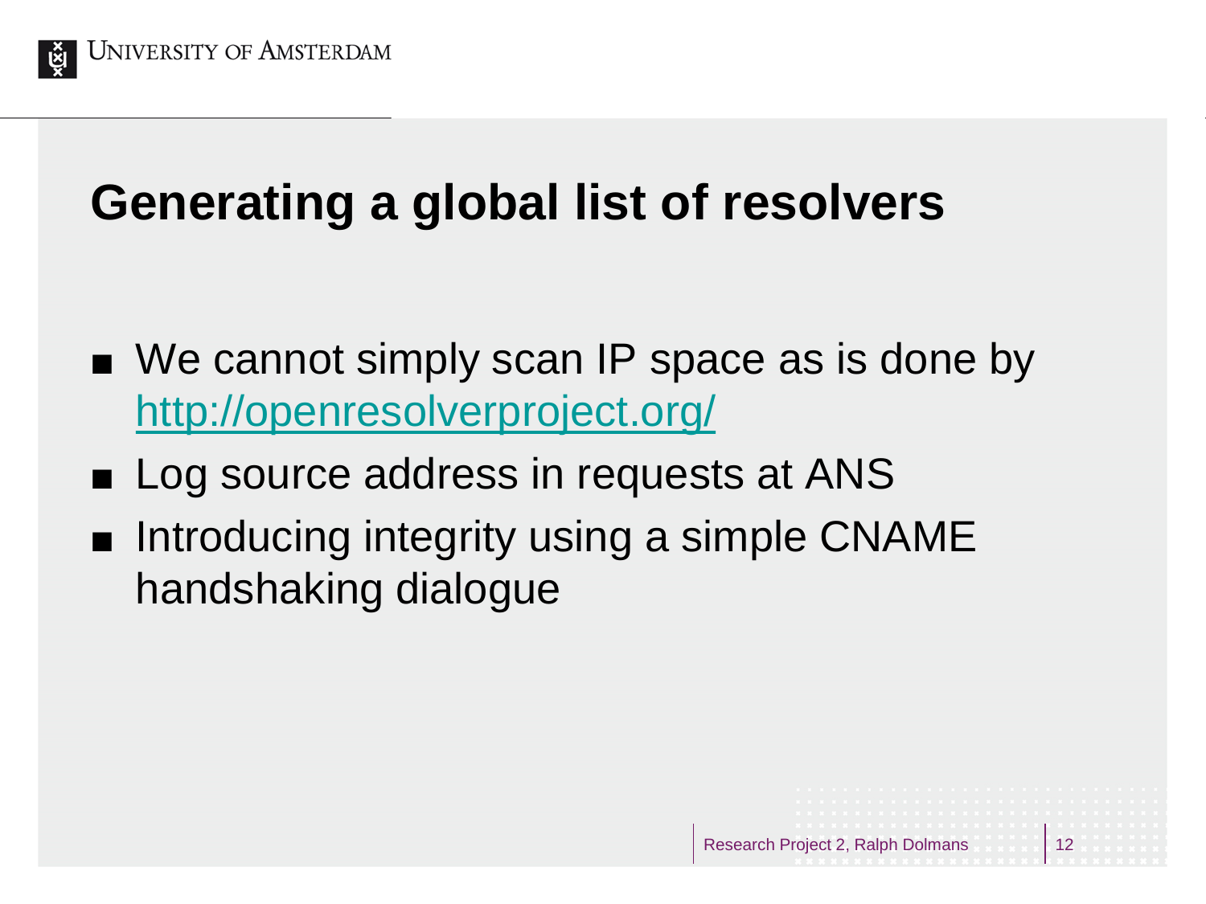# Generating a global list of resolvers

- We cannot simply scan IP space as is done by http://openresolverproject.org/
- Log source address in requests at ANS
- Introducing integrity using a simple CNAME handshaking dialogue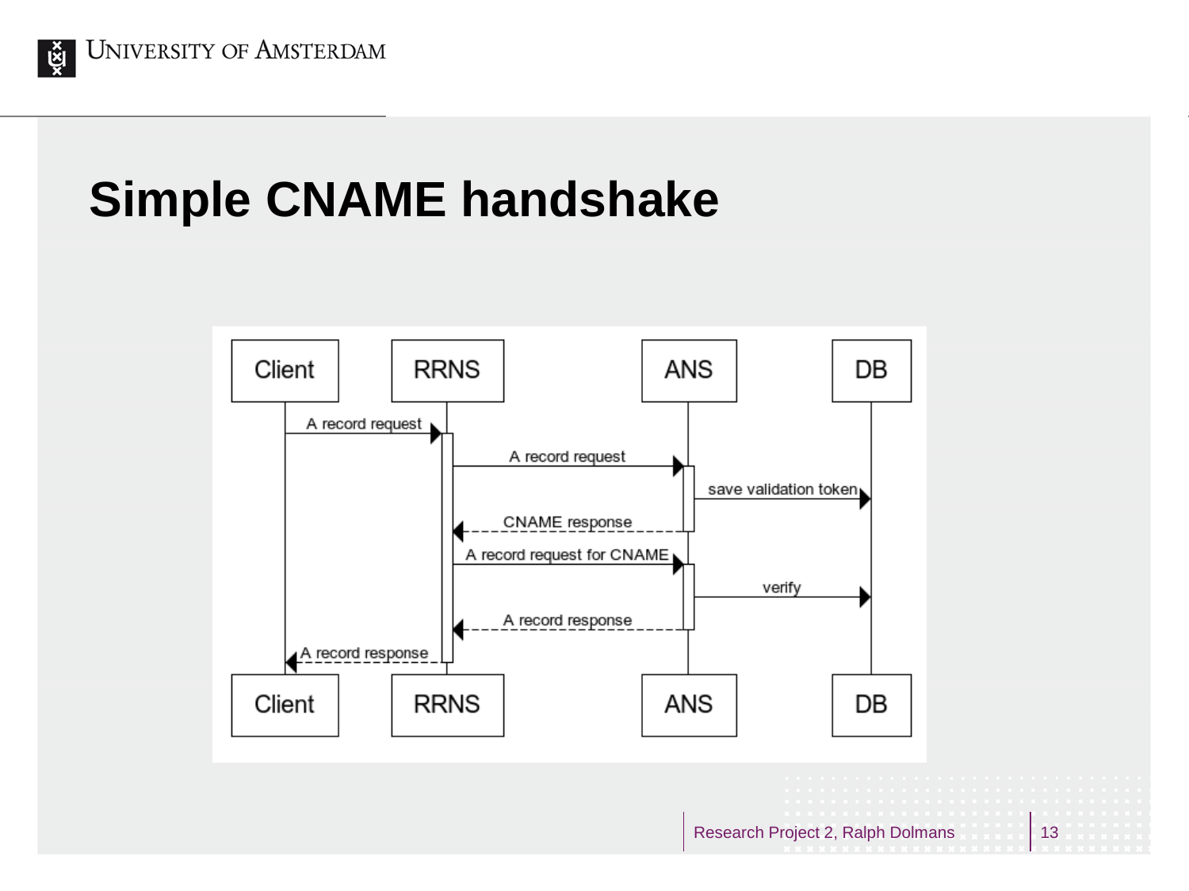# Simple CNAME handshake

| Step | From | To | Message |
|---|---|---|---|
| 1 | Client | RRNS | A record request |
| 2 | RRNS | ANS | A record request |
| 3 | ANS | DB | save validation token |
| 4 | ANS | RRNS | CNAME response |
| 5 | RRNS | ANS | A record request for CNAME |
| 6 | ANS | DB | verify |
| 7 | ANS | RRNS | A record response |
| 8 | RRNS | Client | A record response |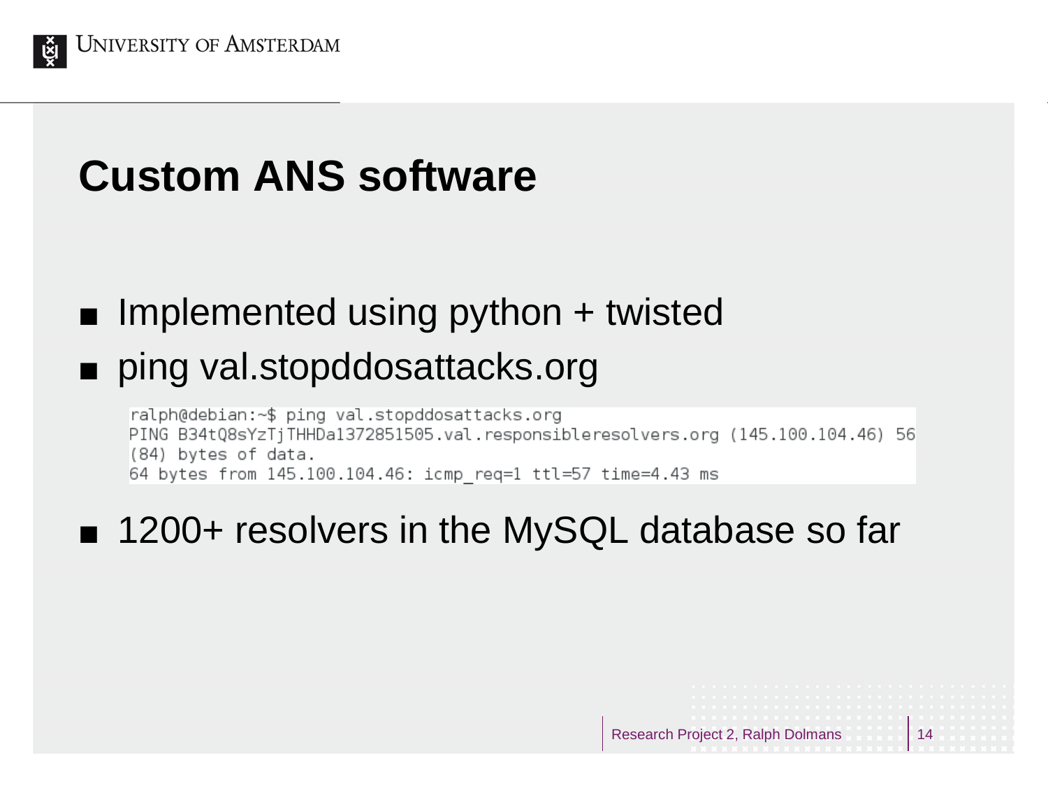# Custom ANS software

- Implemented using python + twisted
- ping val.stopddosattacks.org

```
ralph@debian:~$ ping val.stopddosattacks.org
PING B34tQ8sYzTjTHHDa1372851505.val.responsibleresolvers.org (145.100.104.46) 56
(84) bytes of data.
64 bytes from 145.100.104.46: icmp_req=1 ttl=57 time=4.43 ms
```

- 1200+ resolvers in the MySQL database so far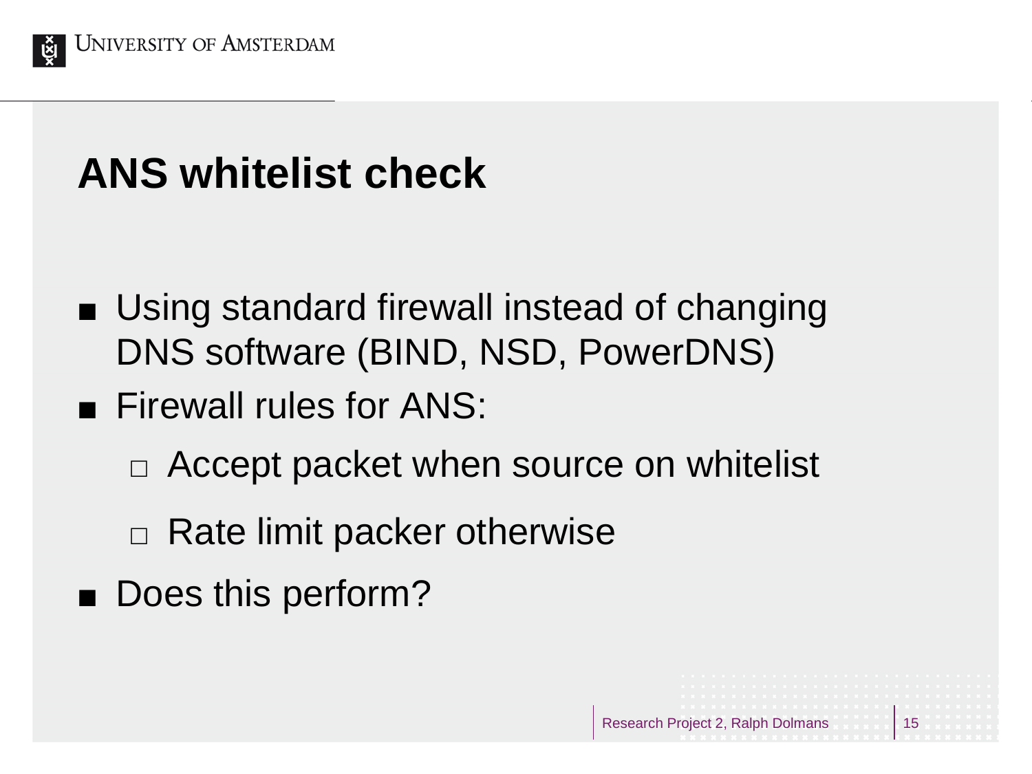# ANS whitelist check

- Using standard firewall instead of changing DNS software (BIND, NSD, PowerDNS)
- Firewall rules for ANS:
  - Accept packet when source on whitelist
  - Rate limit packer otherwise
- Does this perform?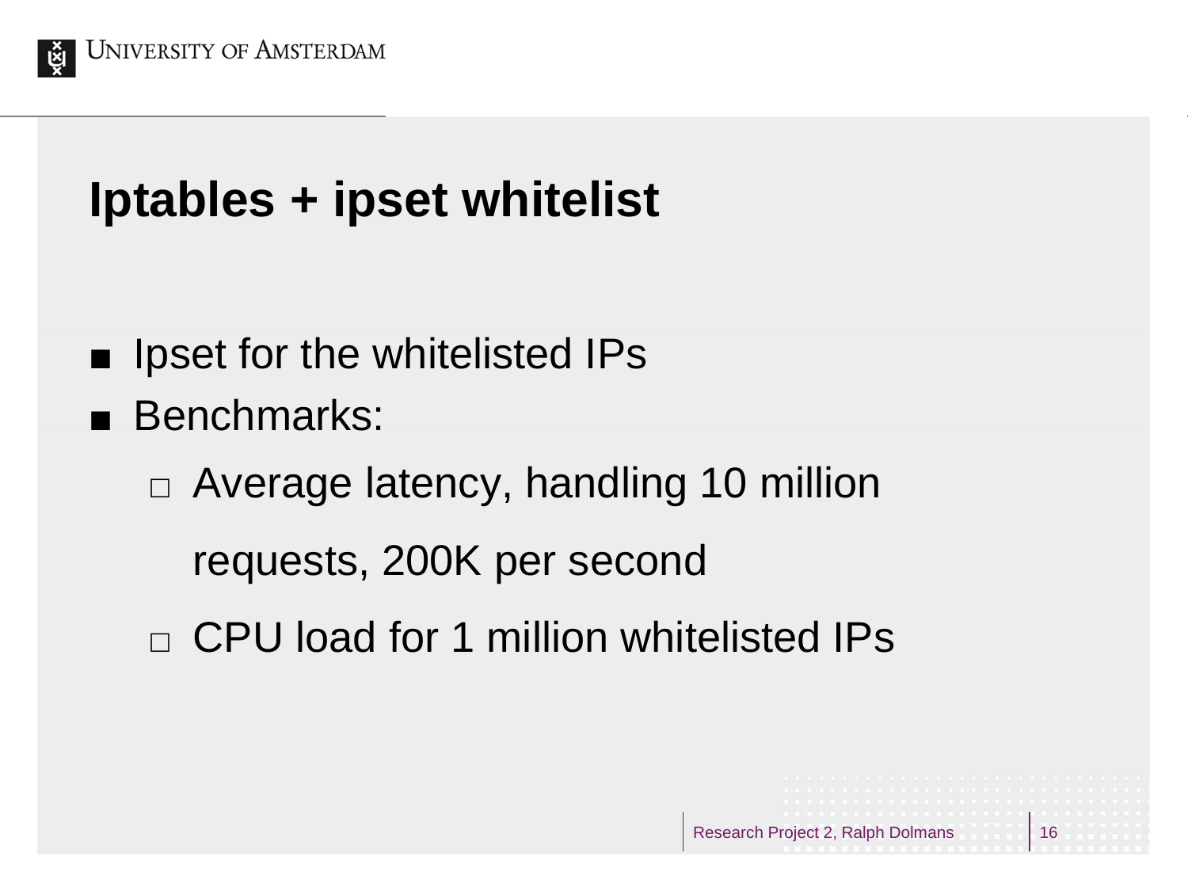# Iptables + ipset whitelist

- Ipset for the whitelisted IPs
- Benchmarks:
  - Average latency, handling 10 million requests, 200K per second
  - CPU load for 1 million whitelisted IPs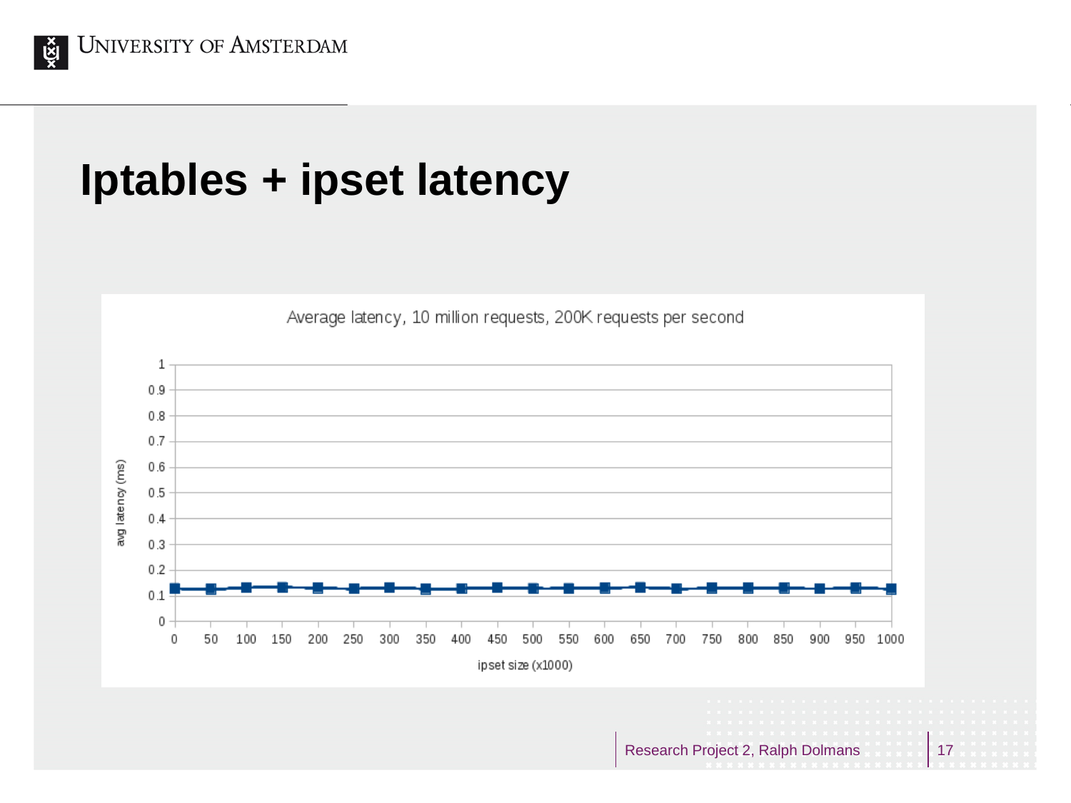# Iptables + ipset latency

Average latency, 10 million requests, 200K requests per second

avg latency (ms)

ipset size (x1000)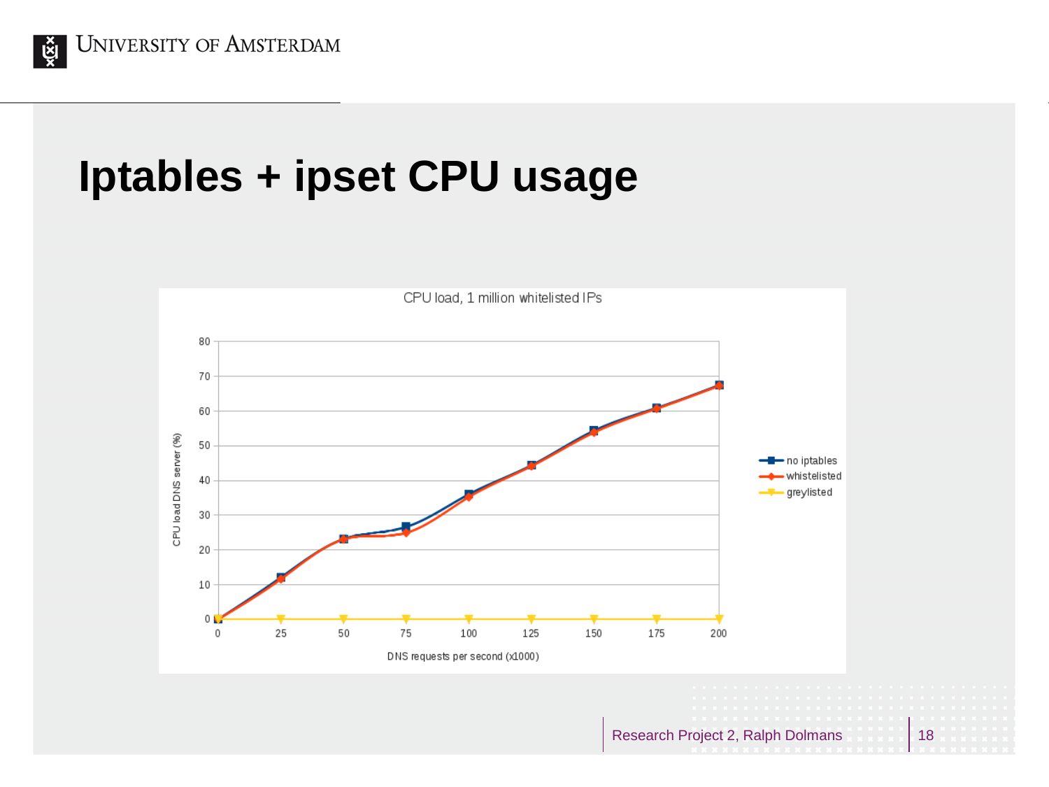# Iptables + ipset CPU usage

CPU load, 1 million whitelisted IPs

CPU load DNS server (%)

DNS requests per second (x1000)

- no iptables
- whistelisted
- greylisted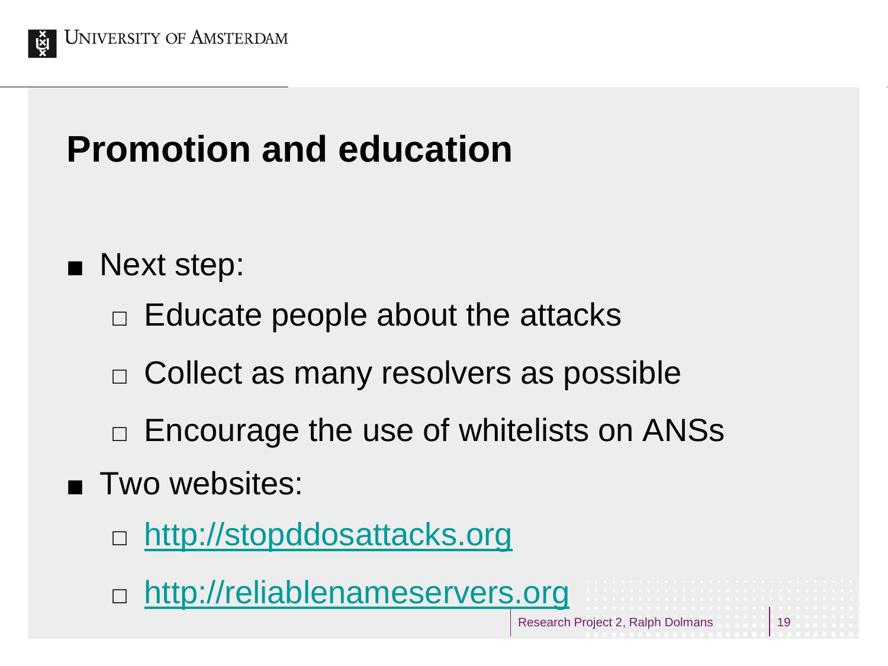# Promotion and education

- Next step:
  - Educate people about the attacks
  - Collect as many resolvers as possible
  - Encourage the use of whitelists on ANSs
- Two websites:
  - http://stopddosattacks.org
  - http://reliablenameservers.org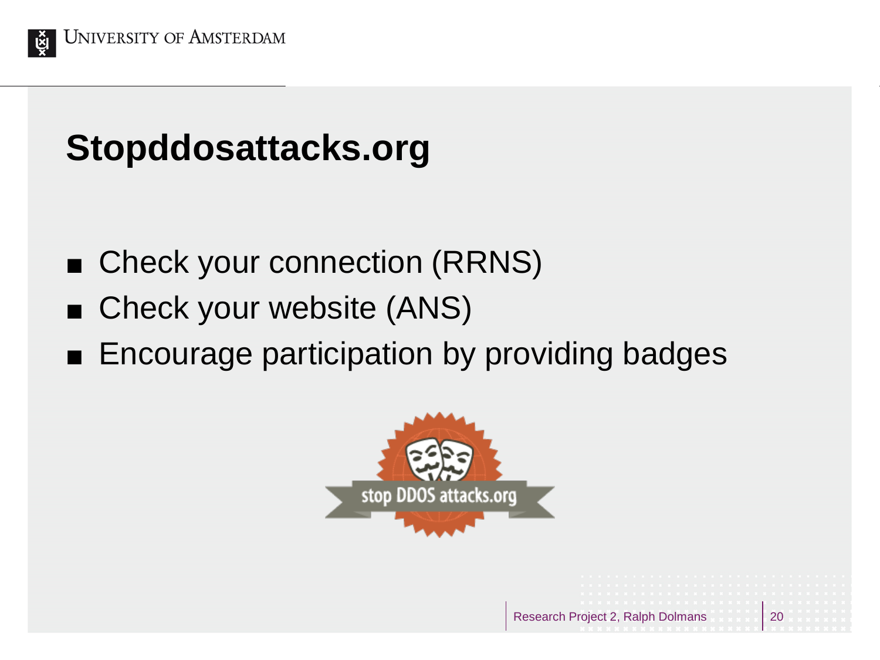# Stopddosattacks.org

- Check your connection (RRNS)
- Check your website (ANS)
- Encourage participation by providing badges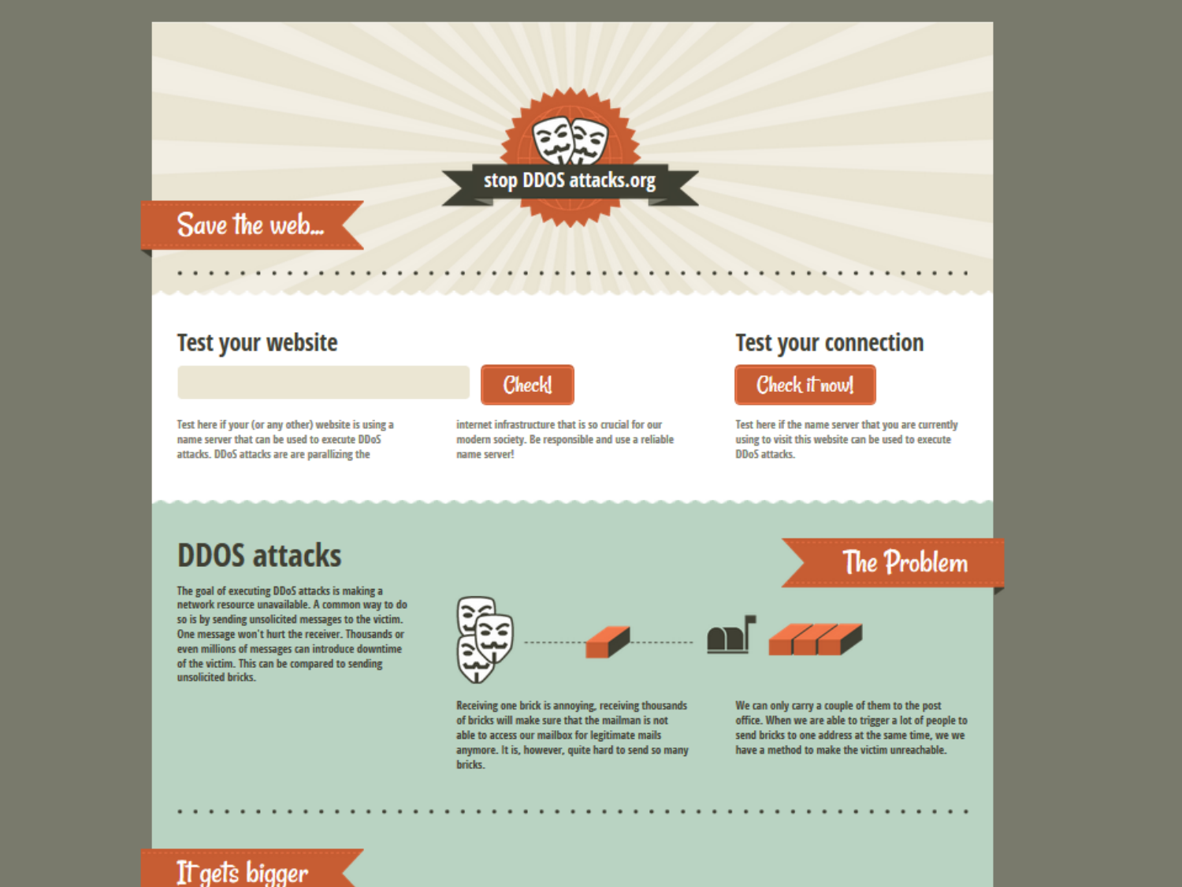stop DDOS attacks.org

Save the web...

## Test your website

Check!

Test here if your (or any other) website is using a name server that can be used to execute DDoS attacks. DDoS attacks are are parallizing the internet infrastructure that is so crucial for our modern society. Be responsible and use a reliable name server!

## Test your connection

Check it now!

Test here if the name server that you are currently using to visit this website can be used to execute DDoS attacks.

## DDOS attacks

The Problem

The goal of executing DDoS attacks is making a network resource unavailable. A common way to do so is by sending unsolicited messages to the victim. One message won't hurt the receiver. Thousands or even millions of messages can introduce downtime of the victim. This can be compared to sending unsolicited bricks.

Receiving one brick is annoying, receiving thousands of bricks will make sure that the mailman is not able to access our mailbox for legitimate mails anymore. It is, however, quite hard to send so many bricks.

We can only carry a couple of them to the post office. When we are able to trigger a lot of people to send bricks to one address at the same time, we we have a method to make the victim unreachable.

It gets bigger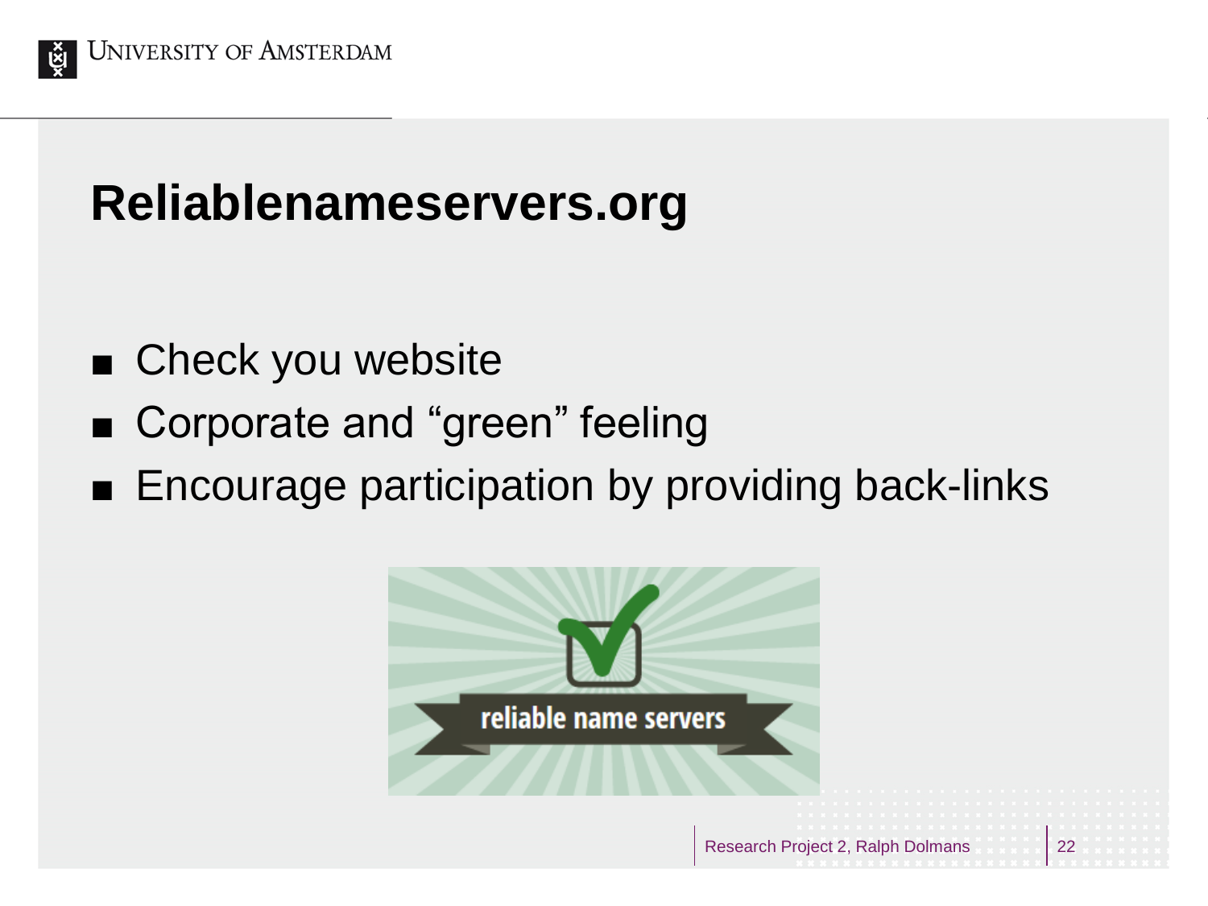# Reliablenameservers.org

- Check you website
- Corporate and “green” feeling
- Encourage participation by providing back-links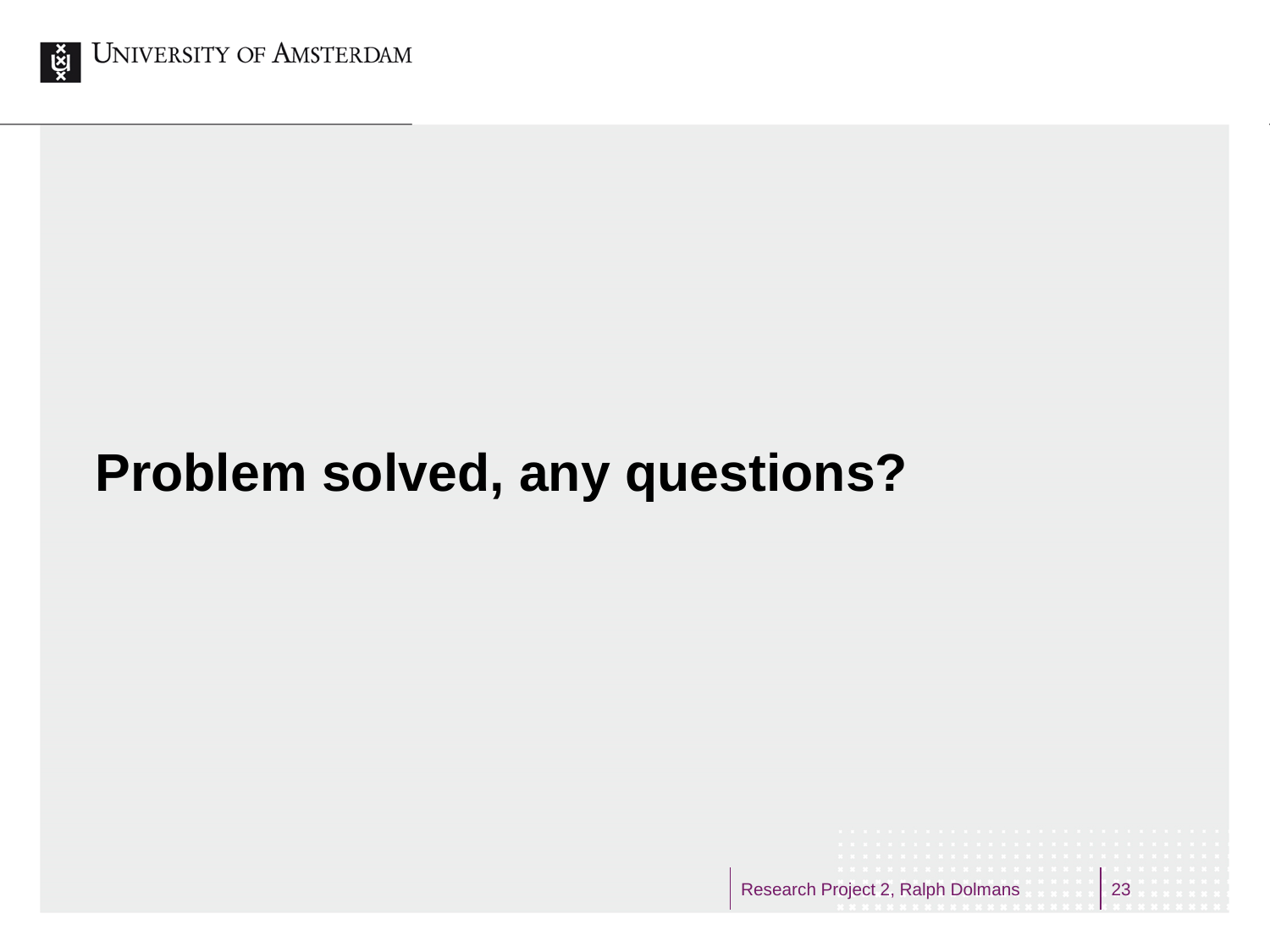# Problem solved, any questions?